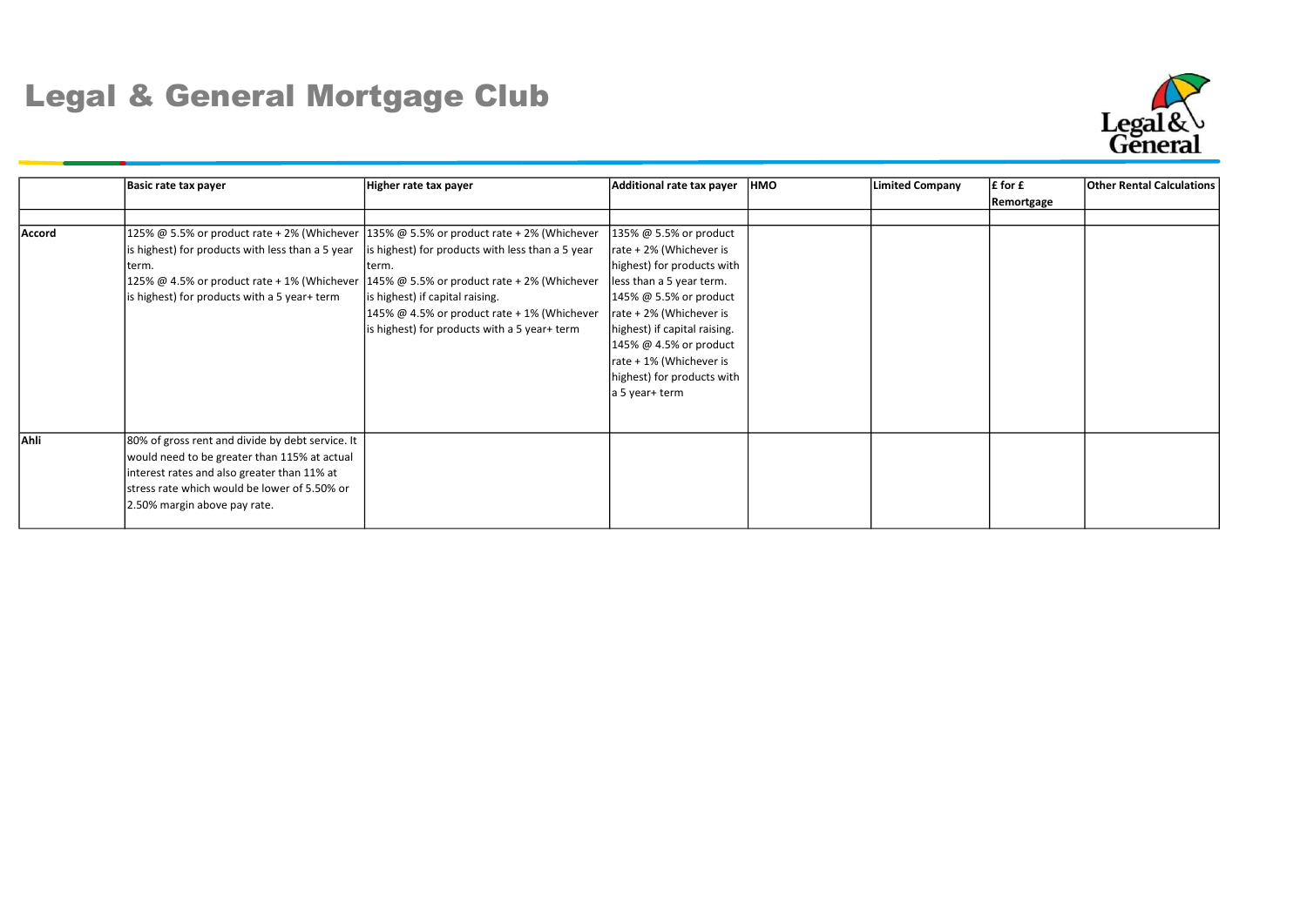# Legal & General Mortgage Club

| | Basic rate tax payer | Higher rate tax payer | Additional rate tax payer | HMO | Limited Company | £ for £ Remortgage | Other Rental Calculations |
|---|---|---|---|---|---|---|---|
| | | | | | | | |
| Accord | 125% @ 5.5% or product rate + 2% (Whichever is highest) for products with less than a 5 year term. 125% @ 4.5% or product rate + 1% (Whichever is highest) for products with a 5 year+ term | 135% @ 5.5% or product rate + 2% (Whichever is highest) for products with less than a 5 year term. 145% @ 5.5% or product rate + 2% (Whichever is highest) if capital raising. 145% @ 4.5% or product rate + 1% (Whichever is highest) for products with a 5 year+ term | 135% @ 5.5% or product rate + 2% (Whichever is highest) for products with less than a 5 year term. 145% @ 5.5% or product rate + 2% (Whichever is highest) if capital raising. 145% @ 4.5% or product rate + 1% (Whichever is highest) for products with a 5 year+ term | | | | |
| Ahli | 80% of gross rent and divide by debt service. It would need to be greater than 115% at actual interest rates and also greater than 11% at stress rate which would be lower of 5.50% or 2.50% margin above pay rate. | | | | | | |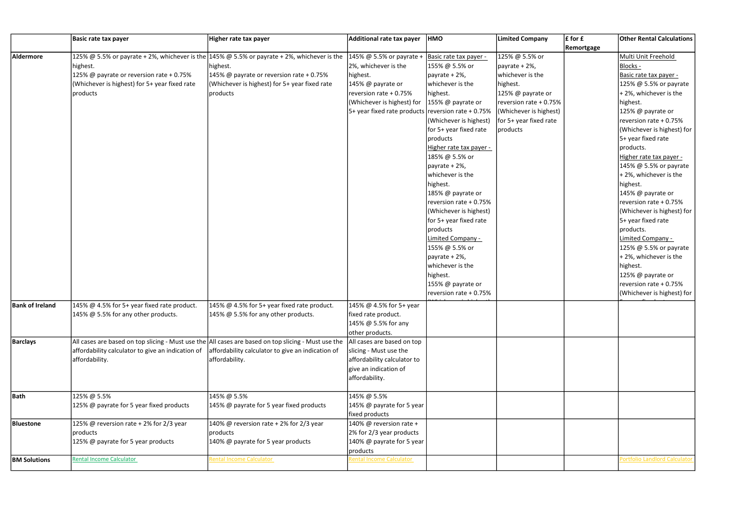| | Basic rate tax payer | Higher rate tax payer | Additional rate tax payer | HMO | Limited Company | £ for £ Remortgage | Other Rental Calculations |
|---|---|---|---|---|---|---|---|
| **Aldermore** | 125% @ 5.5% or payrate + 2%, whichever is the highest.<br>125% @ payrate or reversion rate + 0.75% (Whichever is highest) for 5+ year fixed rate products | 145% @ 5.5% or payrate + 2%, whichever is the highest.<br>145% @ payrate or reversion rate + 0.75% (Whichever is highest) for 5+ year fixed rate products | 145% @ 5.5% or payrate + 2%, whichever is the highest.<br>145% @ payrate or reversion rate + 0.75% (Whichever is highest) for 5+ year fixed rate products | Basic rate tax payer -<br>155% @ 5.5% or payrate + 2%, whichever is the highest.<br>155% @ payrate or reversion rate + 0.75% (Whichever is highest) for 5+ year fixed rate products<br>Higher rate tax payer -<br>185% @ 5.5% or payrate + 2%, whichever is the highest.<br>185% @ payrate or reversion rate + 0.75% (Whichever is highest) for 5+ year fixed rate products<br>Limited Company -<br>155% @ 5.5% or payrate + 2%, whichever is the highest.<br>155% @ payrate or reversion rate + 0.75% | 125% @ 5.5% or payrate + 2%, whichever is the highest.<br>125% @ payrate or reversion rate + 0.75% (Whichever is highest) for 5+ year fixed rate products | | Multi Unit Freehold Blocks -<br>Basic rate tax payer -<br>125% @ 5.5% or payrate + 2%, whichever is the highest.<br>125% @ payrate or reversion rate + 0.75% (Whichever is highest) for 5+ year fixed rate products.<br>Higher rate tax payer -<br>145% @ 5.5% or payrate + 2%, whichever is the highest.<br>145% @ payrate or reversion rate + 0.75% (Whichever is highest) for 5+ year fixed rate products.<br>Limited Company -<br>125% @ 5.5% or payrate + 2%, whichever is the highest.<br>125% @ payrate or reversion rate + 0.75% (Whichever is highest) for |
| **Bank of Ireland** | 145% @ 4.5% for 5+ year fixed rate product.<br>145% @ 5.5% for any other products. | 145% @ 4.5% for 5+ year fixed rate product.<br>145% @ 5.5% for any other products. | 145% @ 4.5% for 5+ year fixed rate product.<br>145% @ 5.5% for any other products. | | | | |
| **Barclays** | All cases are based on top slicing - Must use the affordability calculator to give an indication of affordability. | All cases are based on top slicing - Must use the affordability calculator to give an indication of affordability. | All cases are based on top slicing - Must use the affordability calculator to give an indication of affordability. | | | | |
| **Bath** | 125% @ 5.5%<br>125% @ payrate for 5 year fixed products | 145% @ 5.5%<br>145% @ payrate for 5 year fixed products | 145% @ 5.5%<br>145% @ payrate for 5 year fixed products | | | | |
| **Bluestone** | 125% @ reversion rate + 2% for 2/3 year products<br>125% @ payrate for 5 year products | 140% @ reversion rate + 2% for 2/3 year products<br>140% @ payrate for 5 year products | 140% @ reversion rate + 2% for 2/3 year products<br>140% @ payrate for 5 year products | | | | |
| **BM Solutions** | Rental Income Calculator | Rental Income Calculator | Rental Income Calculator | | | | Portfolio Landlord Calculator |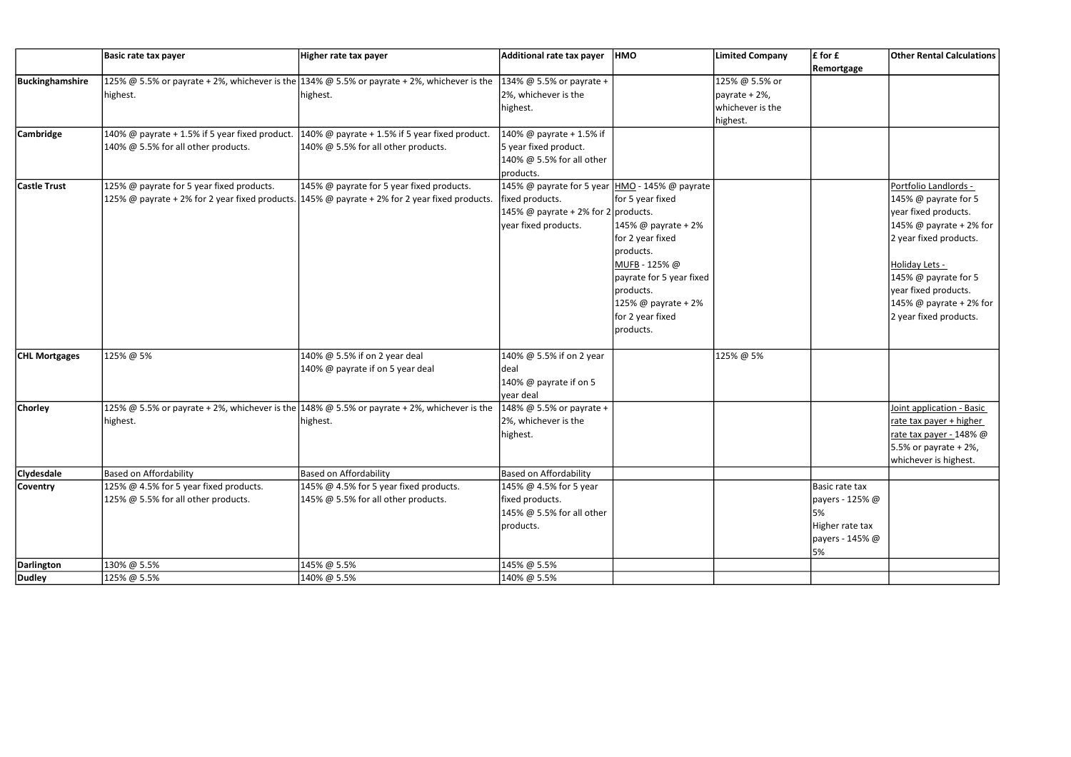| | Basic rate tax payer | Higher rate tax payer | Additional rate tax payer | HMO | Limited Company | £ for £ Remortgage | Other Rental Calculations |
|---|---|---|---|---|---|---|---|
| **Buckinghamshire** | 125% @ 5.5% or payrate + 2%, whichever is the highest. | 134% @ 5.5% or payrate + 2%, whichever is the highest. | 134% @ 5.5% or payrate + 2%, whichever is the highest. | | 125% @ 5.5% or payrate + 2%, whichever is the highest. | | |
| **Cambridge** | 140% @ payrate + 1.5% if 5 year fixed product.<br>140% @ 5.5% for all other products. | 140% @ payrate + 1.5% if 5 year fixed product.<br>140% @ 5.5% for all other products. | 140% @ payrate + 1.5% if 5 year fixed product.<br>140% @ 5.5% for all other products. | | | | |
| **Castle Trust** | 125% @ payrate for 5 year fixed products.<br>125% @ payrate + 2% for 2 year fixed products. | 145% @ payrate for 5 year fixed products.<br>145% @ payrate + 2% for 2 year fixed products. | 145% @ payrate for 5 year fixed products.<br>145% @ payrate + 2% for 2 year fixed products. | HMO - 145% @ payrate for 5 year fixed products.<br>145% @ payrate + 2% for 2 year fixed products.<br>MUFB - 125% @ payrate for 5 year fixed products.<br>125% @ payrate + 2% for 2 year fixed products. | | | Portfolio Landlords -<br>145% @ payrate for 5 year fixed products.<br>145% @ payrate + 2% for 2 year fixed products.<br><br>Holiday Lets -<br>145% @ payrate for 5 year fixed products.<br>145% @ payrate + 2% for 2 year fixed products. |
| **CHL Mortgages** | 125% @ 5% | 140% @ 5.5% if on 2 year deal<br>140% @ payrate if on 5 year deal | 140% @ 5.5% if on 2 year deal<br>140% @ payrate if on 5 year deal | | 125% @ 5% | | |
| **Chorley** | 125% @ 5.5% or payrate + 2%, whichever is the highest. | 148% @ 5.5% or payrate + 2%, whichever is the highest. | 148% @ 5.5% or payrate + 2%, whichever is the highest. | | | | Joint application - Basic rate tax payer + higher rate tax payer - 148% @ 5.5% or payrate + 2%, whichever is highest. |
| **Clydesdale** | Based on Affordability | Based on Affordability | Based on Affordability | | | | |
| **Coventry** | 125% @ 4.5% for 5 year fixed products.<br>125% @ 5.5% for all other products. | 145% @ 4.5% for 5 year fixed products.<br>145% @ 5.5% for all other products. | 145% @ 4.5% for 5 year fixed products.<br>145% @ 5.5% for all other products. | | | Basic rate tax payers - 125% @ 5%<br>Higher rate tax payers - 145% @ 5% | |
| **Darlington** | 130% @ 5.5% | 145% @ 5.5% | 145% @ 5.5% | | | | |
| **Dudley** | 125% @ 5.5% | 140% @ 5.5% | 140% @ 5.5% | | | | |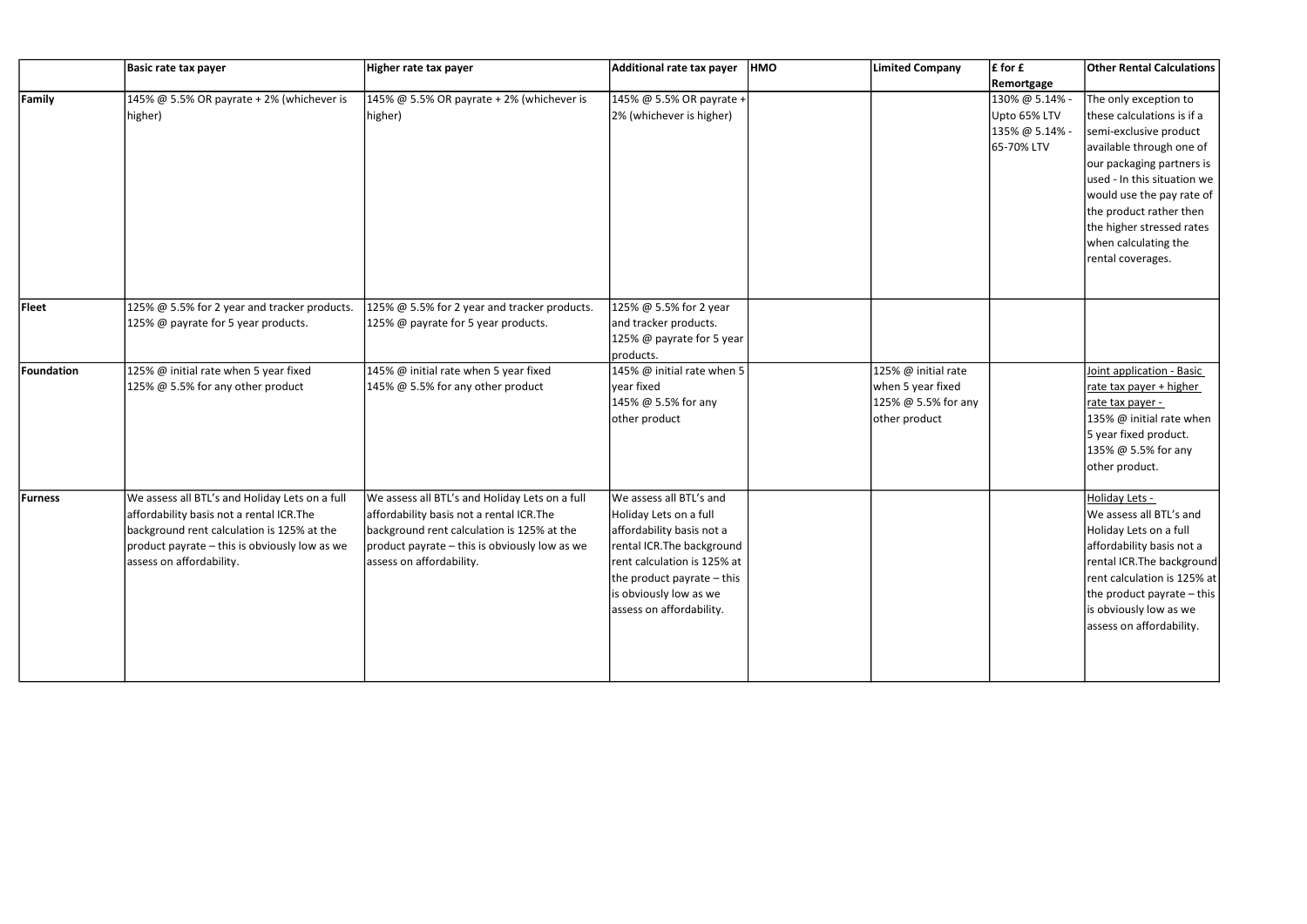| | Basic rate tax payer | Higher rate tax payer | Additional rate tax payer | HMO | Limited Company | £ for £ Remortgage | Other Rental Calculations |
|---|---|---|---|---|---|---|---|
| **Family** | 145% @ 5.5% OR payrate + 2% (whichever is higher) | 145% @ 5.5% OR payrate + 2% (whichever is higher) | 145% @ 5.5% OR payrate + 2% (whichever is higher) | | | 130% @ 5.14% - Upto 65% LTV<br>135% @ 5.14% - 65-70% LTV | The only exception to these calculations is if a semi-exclusive product available through one of our packaging partners is used - In this situation we would use the pay rate of the product rather then the higher stressed rates when calculating the rental coverages. |
| **Fleet** | 125% @ 5.5% for 2 year and tracker products.<br>125% @ payrate for 5 year products. | 125% @ 5.5% for 2 year and tracker products.<br>125% @ payrate for 5 year products. | 125% @ 5.5% for 2 year and tracker products.<br>125% @ payrate for 5 year products. | | | | |
| **Foundation** | 125% @ initial rate when 5 year fixed<br>125% @ 5.5% for any other product | 145% @ initial rate when 5 year fixed<br>145% @ 5.5% for any other product | 145% @ initial rate when 5 year fixed<br>145% @ 5.5% for any other product | | 125% @ initial rate when 5 year fixed<br>125% @ 5.5% for any other product | | Joint application - Basic rate tax payer + higher rate tax payer -<br>135% @ initial rate when 5 year fixed product.<br>135% @ 5.5% for any other product. |
| **Furness** | We assess all BTL's and Holiday Lets on a full affordability basis not a rental ICR.The background rent calculation is 125% at the product payrate – this is obviously low as we assess on affordability. | We assess all BTL's and Holiday Lets on a full affordability basis not a rental ICR.The background rent calculation is 125% at the product payrate – this is obviously low as we assess on affordability. | We assess all BTL's and Holiday Lets on a full affordability basis not a rental ICR.The background rent calculation is 125% at the product payrate – this is obviously low as we assess on affordability. | | | | Holiday Lets -<br>We assess all BTL's and Holiday Lets on a full affordability basis not a rental ICR.The background rent calculation is 125% at the product payrate – this is obviously low as we assess on affordability. |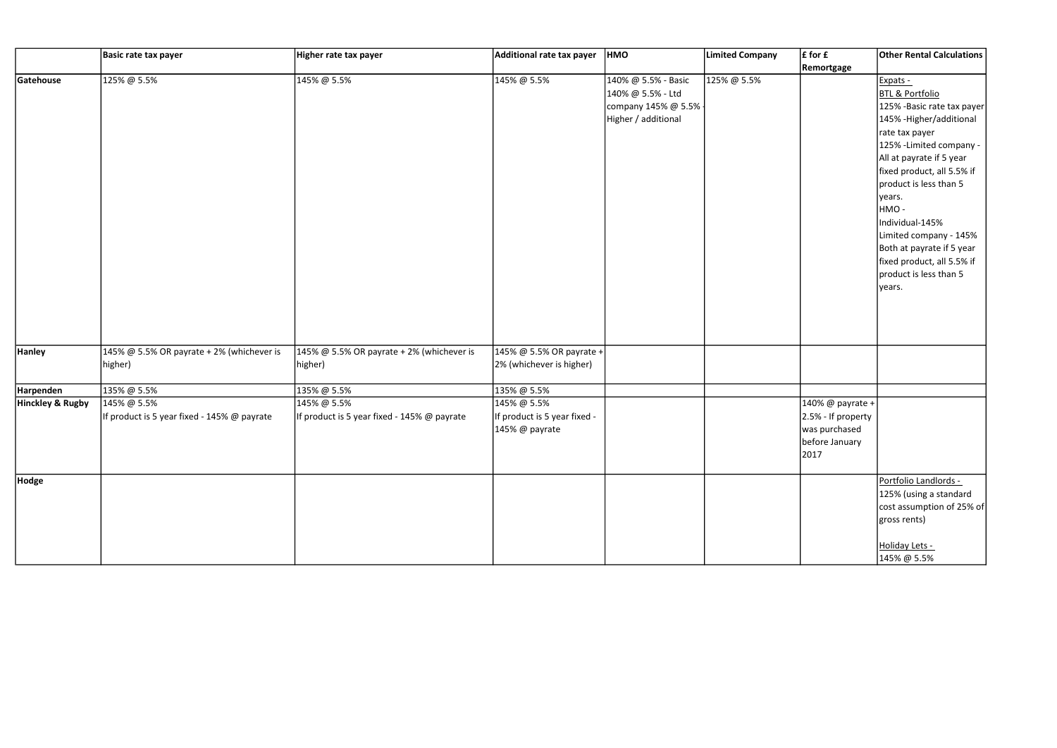| | Basic rate tax payer | Higher rate tax payer | Additional rate tax payer | HMO | Limited Company | £ for £ Remortgage | Other Rental Calculations |
|---|---|---|---|---|---|---|---|
| **Gatehouse** | 125% @ 5.5% | 145% @ 5.5% | 145% @ 5.5% | 140% @ 5.5% - Basic<br>140% @ 5.5% - Ltd company 145% @ 5.5% - Higher / additional | 125% @ 5.5% | | Expats -<br>BTL & Portfolio<br>125% -Basic rate tax payer<br>145% -Higher/additional rate tax payer<br>125% -Limited company - All at payrate if 5 year fixed product, all 5.5% if product is less than 5 years.<br>HMO -<br>Individual-145%<br>Limited company - 145% Both at payrate if 5 year fixed product, all 5.5% if product is less than 5 years. |
| **Hanley** | 145% @ 5.5% OR payrate + 2% (whichever is higher) | 145% @ 5.5% OR payrate + 2% (whichever is higher) | 145% @ 5.5% OR payrate + 2% (whichever is higher) | | | | |
| **Harpenden** | 135% @ 5.5% | 135% @ 5.5% | 135% @ 5.5% | | | | |
| **Hinckley & Rugby** | 145% @ 5.5%<br>If product is 5 year fixed - 145% @ payrate | 145% @ 5.5%<br>If product is 5 year fixed - 145% @ payrate | 145% @ 5.5%<br>If product is 5 year fixed - 145% @ payrate | | | 140% @ payrate + 2.5% - If property was purchased before January 2017 | |
| **Hodge** | | | | | | | Portfolio Landlords -<br>125% (using a standard cost assumption of 25% of gross rents)<br><br>Holiday Lets -<br>145% @ 5.5% |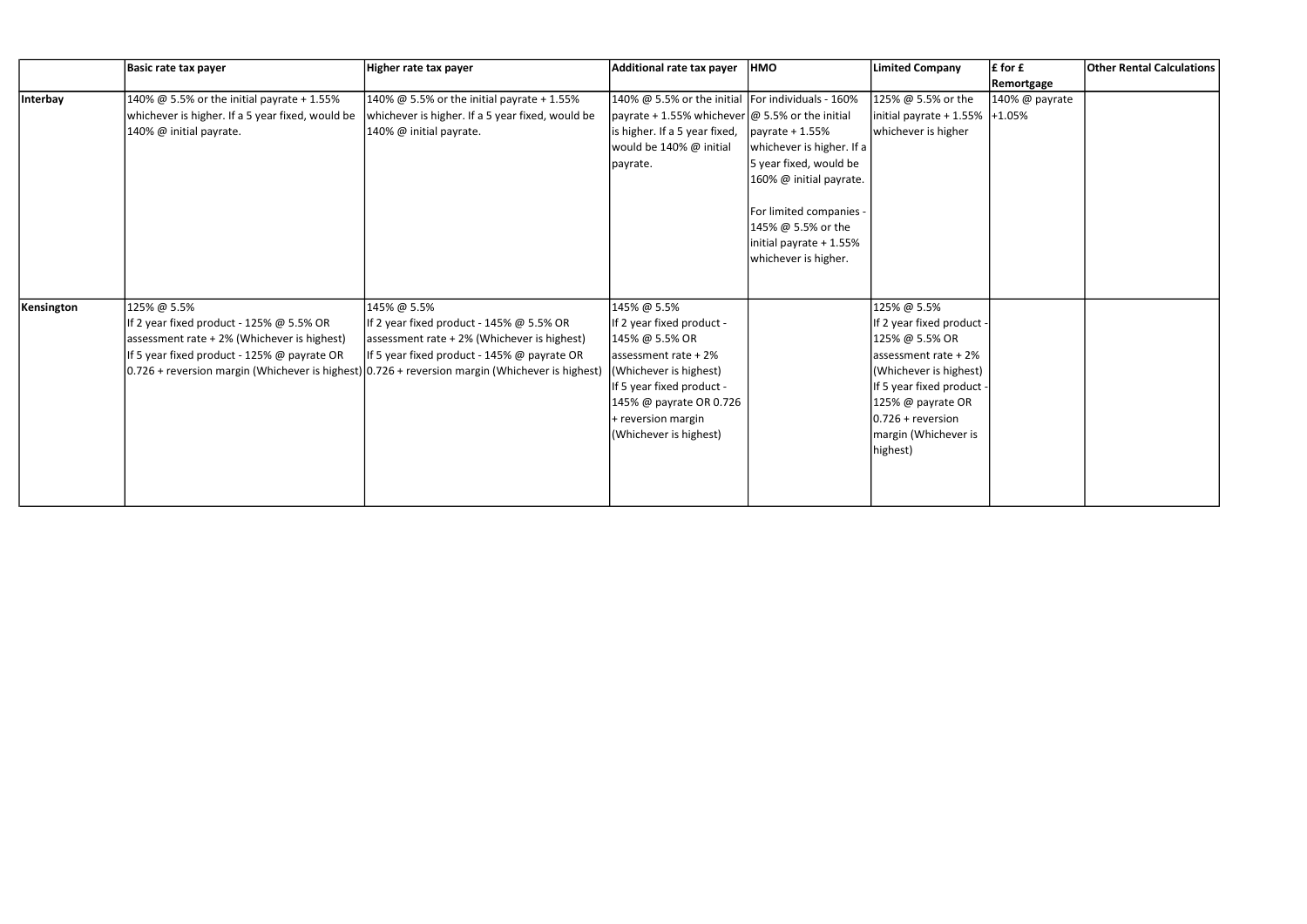| | Basic rate tax payer | Higher rate tax payer | Additional rate tax payer | HMO | Limited Company | £ for £ Remortgage | Other Rental Calculations |
|---|---|---|---|---|---|---|---|
| Interbay | 140% @ 5.5% or the initial payrate + 1.55% whichever is higher. If a 5 year fixed, would be 140% @ initial payrate. | 140% @ 5.5% or the initial payrate + 1.55% whichever is higher. If a 5 year fixed, would be 140% @ initial payrate. | 140% @ 5.5% or the initial payrate + 1.55% whichever is higher. If a 5 year fixed, would be 140% @ initial payrate. | For individuals - 160% @ 5.5% or the initial payrate + 1.55% whichever is higher. If a 5 year fixed, would be 160% @ initial payrate.<br><br>For limited companies - 145% @ 5.5% or the initial payrate + 1.55% whichever is higher. | 125% @ 5.5% or the initial payrate + 1.55% whichever is higher | 140% @ payrate +1.05% | |
| Kensington | 125% @ 5.5%<br>If 2 year fixed product - 125% @ 5.5% OR assessment rate + 2% (Whichever is highest)<br>If 5 year fixed product - 125% @ payrate OR 0.726 + reversion margin (Whichever is highest) | 145% @ 5.5%<br>If 2 year fixed product - 145% @ 5.5% OR assessment rate + 2% (Whichever is highest)<br>If 5 year fixed product - 145% @ payrate OR 0.726 + reversion margin (Whichever is highest) | 145% @ 5.5%<br>If 2 year fixed product - 145% @ 5.5% OR assessment rate + 2% (Whichever is highest)<br>If 5 year fixed product - 145% @ payrate OR 0.726 + reversion margin (Whichever is highest) | | 125% @ 5.5%<br>If 2 year fixed product - 125% @ 5.5% OR assessment rate + 2% (Whichever is highest)<br>If 5 year fixed product - 125% @ payrate OR 0.726 + reversion margin (Whichever is highest) | | |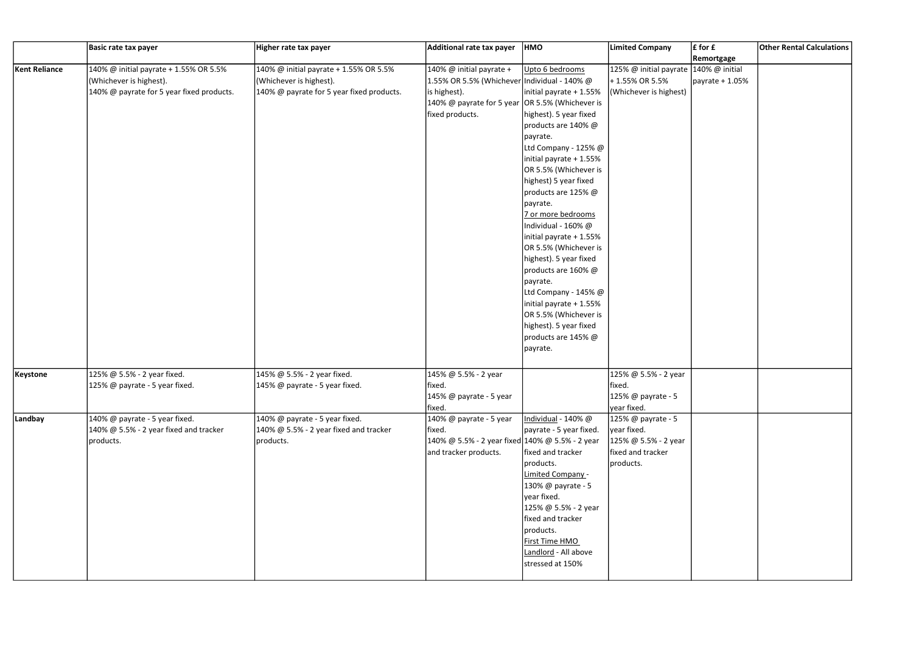| | Basic rate tax payer | Higher rate tax payer | Additional rate tax payer | HMO | Limited Company | £ for £ Remortgage | Other Rental Calculations |
|---|---|---|---|---|---|---|---|
| **Kent Reliance** | 140% @ initial payrate + 1.55% OR 5.5% (Whichever is highest).<br>140% @ payrate for 5 year fixed products. | 140% @ initial payrate + 1.55% OR 5.5% (Whichever is highest).<br>140% @ payrate for 5 year fixed products. | 140% @ initial payrate + 1.55% OR 5.5% (Whichever is highest).<br>140% @ payrate for 5 year fixed products. | Upto 6 bedrooms<br>Individual - 140% @ initial payrate + 1.55% OR 5.5% (Whichever is highest). 5 year fixed products are 140% @ payrate.<br>Ltd Company - 125% @ initial payrate + 1.55% OR 5.5% (Whichever is highest) 5 year fixed products are 125% @ payrate.<br>7 or more bedrooms<br>Individual - 160% @ initial payrate + 1.55% OR 5.5% (Whichever is highest). 5 year fixed products are 160% @ payrate.<br>Ltd Company - 145% @ initial payrate + 1.55% OR 5.5% (Whichever is highest). 5 year fixed products are 145% @ payrate. | 125% @ initial payrate + 1.55% OR 5.5% (Whichever is highest) | 140% @ initial payrate + 1.05% | |
| **Keystone** | 125% @ 5.5% - 2 year fixed.<br>125% @ payrate - 5 year fixed. | 145% @ 5.5% - 2 year fixed.<br>145% @ payrate - 5 year fixed. | 145% @ 5.5% - 2 year fixed.<br>145% @ payrate - 5 year fixed. | | 125% @ 5.5% - 2 year fixed.<br>125% @ payrate - 5 year fixed. | | |
| **Landbay** | 140% @ payrate - 5 year fixed.<br>140% @ 5.5% - 2 year fixed and tracker products. | 140% @ payrate - 5 year fixed.<br>140% @ 5.5% - 2 year fixed and tracker products. | 140% @ payrate - 5 year fixed.<br>140% @ 5.5% - 2 year fixed and tracker products. | Individual - 140% @ payrate - 5 year fixed.<br>140% @ 5.5% - 2 year fixed and tracker products.<br>Limited Company - 130% @ payrate - 5 year fixed.<br>125% @ 5.5% - 2 year fixed and tracker products.<br>First Time HMO Landlord - All above stressed at 150% | 125% @ payrate - 5 year fixed.<br>125% @ 5.5% - 2 year fixed and tracker products. | | |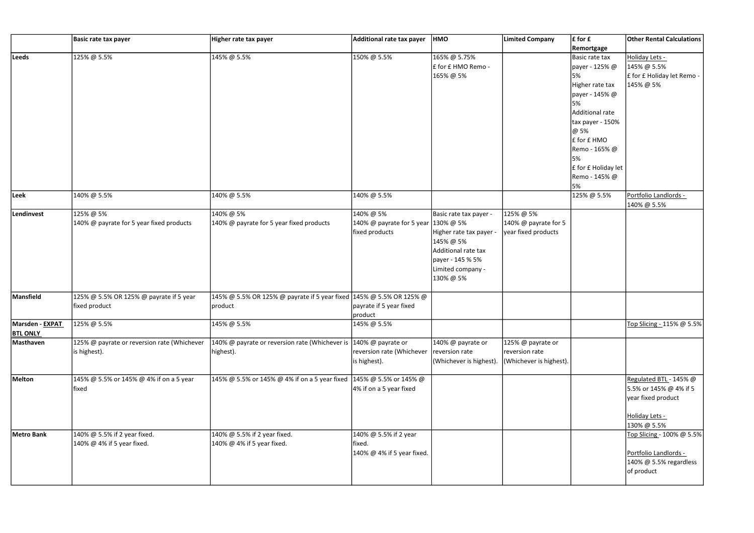| | Basic rate tax payer | Higher rate tax payer | Additional rate tax payer | HMO | Limited Company | £ for £ Remortgage | Other Rental Calculations |
|---|---|---|---|---|---|---|---|
| **Leeds** | 125% @ 5.5% | 145% @ 5.5% | 150% @ 5.5% | 165% @ 5.75%<br>£ for £ HMO Remo - 165% @ 5% | | Basic rate tax payer - 125% @ 5%<br>Higher rate tax payer - 145% @ 5%<br>Additional rate tax payer - 150% @ 5%<br>£ for £ HMO Remo - 165% @ 5%<br>£ for £ Holiday let Remo - 145% @ 5% | Holiday Lets - 145% @ 5.5%<br>£ for £ Holiday let Remo - 145% @ 5% |
| **Leek** | 140% @ 5.5% | 140% @ 5.5% | 140% @ 5.5% | | | 125% @ 5.5% | Portfolio Landlords - 140% @ 5.5% |
| **Lendinvest** | 125% @ 5%<br>140% @ payrate for 5 year fixed products | 140% @ 5%<br>140% @ payrate for 5 year fixed products | 140% @ 5%<br>140% @ payrate for 5 year fixed products | Basic rate tax payer - 130% @ 5%<br>Higher rate tax payer - 145% @ 5%<br>Additional rate tax payer - 145 % 5%<br>Limited company - 130% @ 5% | 125% @ 5%<br>140% @ payrate for 5 year fixed products | | |
| **Mansfield** | 125% @ 5.5% OR 125% @ payrate if 5 year fixed product | 145% @ 5.5% OR 125% @ payrate if 5 year fixed product | 145% @ 5.5% OR 125% @ payrate if 5 year fixed product | | | | |
| **Marsden - EXPAT BTL ONLY** | 125% @ 5.5% | 145% @ 5.5% | 145% @ 5.5% | | | | Top Slicing - 115% @ 5.5% |
| **Masthaven** | 125% @ payrate or reversion rate (Whichever is highest). | 140% @ payrate or reversion rate (Whichever is highest). | 140% @ payrate or reversion rate (Whichever is highest). | 140% @ payrate or reversion rate (Whichever is highest). | 125% @ payrate or reversion rate (Whichever is highest). | | |
| **Melton** | 145% @ 5.5% or 145% @ 4% if on a 5 year fixed | 145% @ 5.5% or 145% @ 4% if on a 5 year fixed | 145% @ 5.5% or 145% @ 4% if on a 5 year fixed | | | | Regulated BTL - 145% @ 5.5% or 145% @ 4% if 5 year fixed product<br>Holiday Lets - 130% @ 5.5% |
| **Metro Bank** | 140% @ 5.5% if 2 year fixed.<br>140% @ 4% if 5 year fixed. | 140% @ 5.5% if 2 year fixed.<br>140% @ 4% if 5 year fixed. | 140% @ 5.5% if 2 year fixed.<br>140% @ 4% if 5 year fixed. | | | | Top Slicing - 100% @ 5.5%<br>Portfolio Landlords - 140% @ 5.5% regardless of product |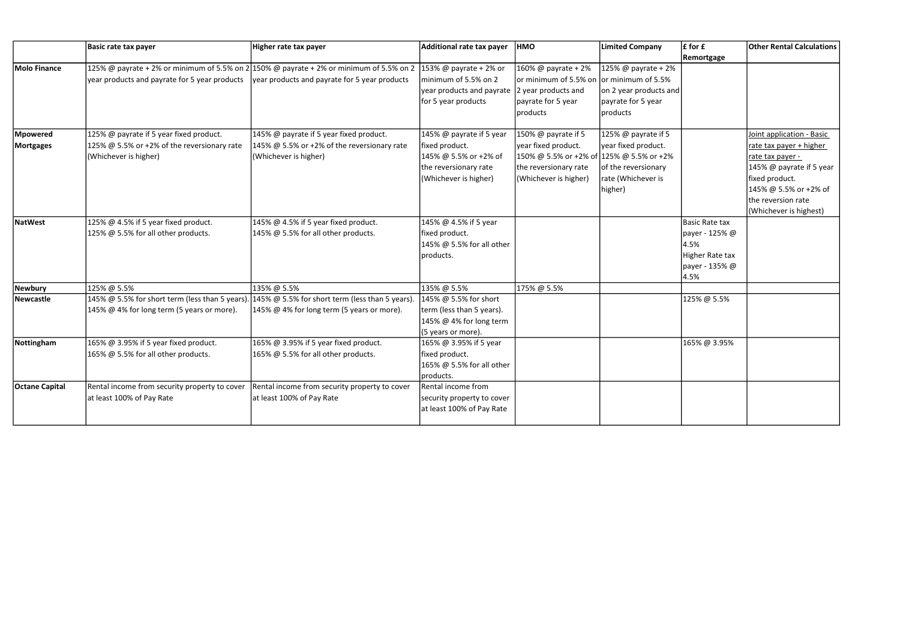| | Basic rate tax payer | Higher rate tax payer | Additional rate tax payer | HMO | Limited Company | £ for £ Remortgage | Other Rental Calculations |
|---|---|---|---|---|---|---|---|
| **Molo Finance** | 125% @ payrate + 2% or minimum of 5.5% on 2 year products and payrate for 5 year products | 150% @ payrate + 2% or minimum of 5.5% on 2 year products and payrate for 5 year products | 153% @ payrate + 2% or minimum of 5.5% on 2 year products and payrate for 5 year products | 160% @ payrate + 2% or minimum of 5.5% on 2 year products and payrate for 5 year products | 125% @ payrate + 2% or minimum of 5.5% on 2 year products and payrate for 5 year products | | |
| **Mpowered Mortgages** | 125% @ payrate if 5 year fixed product.<br>125% @ 5.5% or +2% of the reversionary rate (Whichever is higher) | 145% @ payrate if 5 year fixed product.<br>145% @ 5.5% or +2% of the reversionary rate (Whichever is higher) | 145% @ payrate if 5 year fixed product.<br>145% @ 5.5% or +2% of the reversionary rate (Whichever is higher) | 150% @ payrate if 5 year fixed product.<br>150% @ 5.5% or +2% of the reversionary rate (Whichever is higher) | 125% @ payrate if 5 year fixed product.<br>125% @ 5.5% or +2% of the reversionary rate (Whichever is higher) | | Joint application - Basic rate tax payer + higher rate tax payer -<br>145% @ payrate if 5 year fixed product.<br>145% @ 5.5% or +2% of the reversion rate (Whichever is highest) |
| **NatWest** | 125% @ 4.5% if 5 year fixed product.<br>125% @ 5.5% for all other products. | 145% @ 4.5% if 5 year fixed product.<br>145% @ 5.5% for all other products. | 145% @ 4.5% if 5 year fixed product.<br>145% @ 5.5% for all other products. | | | Basic Rate tax payer - 125% @ 4.5%<br>Higher Rate tax payer - 135% @ 4.5% | |
| **Newbury** | 125% @ 5.5% | 135% @ 5.5% | 135% @ 5.5% | 175% @ 5.5% | | | |
| **Newcastle** | 145% @ 5.5% for short term (less than 5 years).<br>145% @ 4% for long term (5 years or more). | 145% @ 5.5% for short term (less than 5 years).<br>145% @ 4% for long term (5 years or more). | 145% @ 5.5% for short term (less than 5 years).<br>145% @ 4% for long term (5 years or more). | | | 125% @ 5.5% | |
| **Nottingham** | 165% @ 3.95% if 5 year fixed product.<br>165% @ 5.5% for all other products. | 165% @ 3.95% if 5 year fixed product.<br>165% @ 5.5% for all other products. | 165% @ 3.95% if 5 year fixed product.<br>165% @ 5.5% for all other products. | | | 165% @ 3.95% | |
| **Octane Capital** | Rental income from security property to cover at least 100% of Pay Rate | Rental income from security property to cover at least 100% of Pay Rate | Rental income from security property to cover at least 100% of Pay Rate | | | | |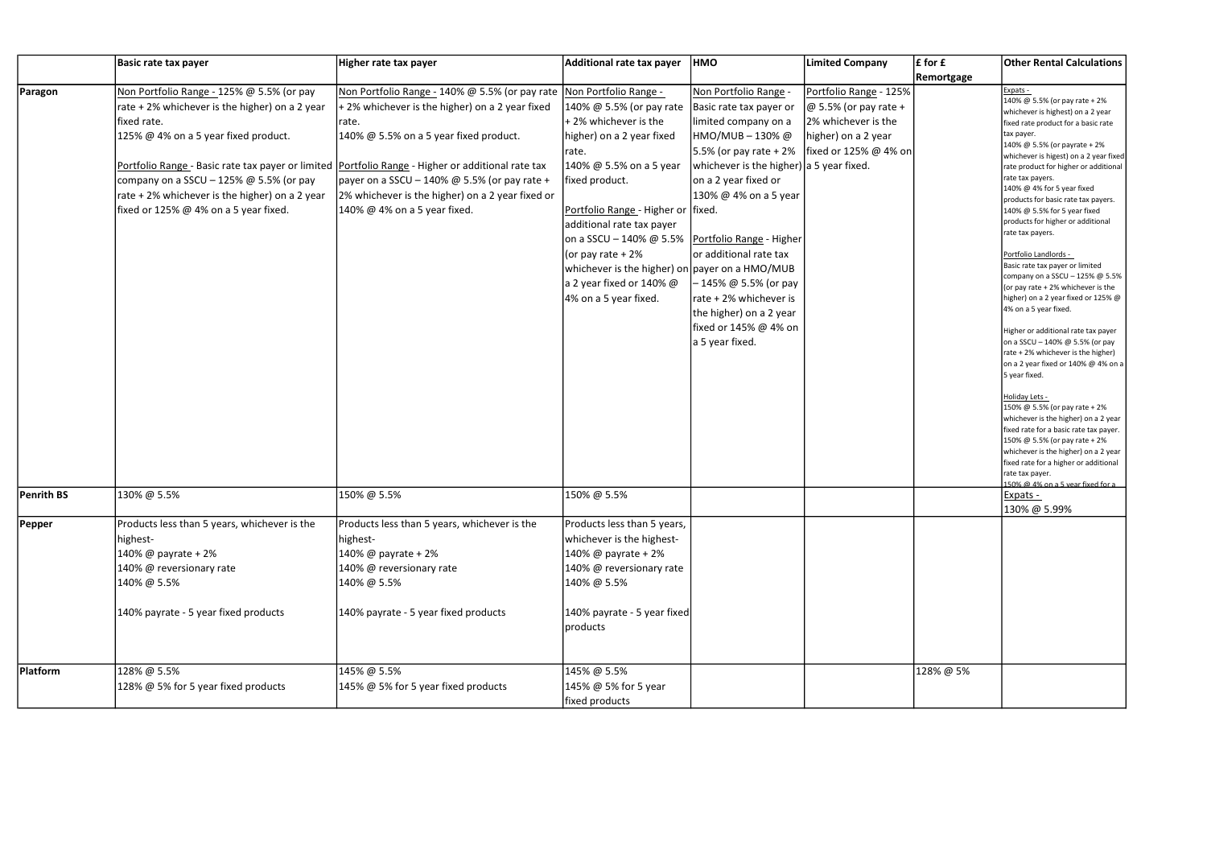| | Basic rate tax payer | Higher rate tax payer | Additional rate tax payer | HMO | Limited Company | £ for £ Remortgage | Other Rental Calculations |
|---|---|---|---|---|---|---|---|
| **Paragon** | Non Portfolio Range - 125% @ 5.5% (or pay rate + 2% whichever is the higher) on a 2 year fixed rate.<br>125% @ 4% on a 5 year fixed product.<br><br>Portfolio Range - Basic rate tax payer or limited company on a SSCU – 125% @ 5.5% (or pay rate + 2% whichever is the higher) on a 2 year fixed or 125% @ 4% on a 5 year fixed. | Non Portfolio Range - 140% @ 5.5% (or pay rate + 2% whichever is the higher) on a 2 year fixed rate.<br>140% @ 5.5% on a 5 year fixed product.<br><br>Portfolio Range - Higher or additional rate tax payer on a SSCU – 140% @ 5.5% (or pay rate + 2% whichever is the higher) on a 2 year fixed or 140% @ 4% on a 5 year fixed. | Non Portfolio Range - 140% @ 5.5% (or pay rate + 2% whichever is the higher) on a 2 year fixed rate.<br>140% @ 5.5% on a 5 year fixed product.<br><br>Portfolio Range - Higher or additional rate tax payer on a SSCU – 140% @ 5.5% (or pay rate + 2% whichever is the higher) on a 2 year fixed or 140% @ 4% on a 5 year fixed. | Non Portfolio Range - Basic rate tax payer or limited company on a HMO/MUB – 130% @ 5.5% (or pay rate + 2% whichever is the higher) on a 2 year fixed or 130% @ 4% on a 5 year fixed.<br><br>Portfolio Range - Higher or additional rate tax payer on a HMO/MUB – 145% @ 5.5% (or pay rate + 2% whichever is the higher) on a 2 year fixed or 145% @ 4% on a 5 year fixed. | Portfolio Range - 125% @ 5.5% (or pay rate + 2% whichever is the higher) on a 2 year fixed or 125% @ 4% on a 5 year fixed. | | Expats - 140% @ 5.5% (or pay rate + 2% whichever is highest) on a 2 year fixed rate product for a basic rate tax payer.<br>140% @ 5.5% (or payrate + 2% whichever is higest) on a 2 year fixed rate product for higher or additional rate tax payers.<br>140% @ 4% for 5 year fixed products for basic rate tax payers.<br>140% @ 5.5% for 5 year fixed products for higher or additional rate tax payers.<br><br>Portfolio Landlords - Basic rate tax payer or limited company on a SSCU – 125% @ 5.5% (or pay rate + 2% whichever is the higher) on a 2 year fixed or 125% @ 4% on a 5 year fixed.<br><br>Higher or additional rate tax payer on a SSCU – 140% @ 5.5% (or pay rate + 2% whichever is the higher) on a 2 year fixed or 140% @ 4% on a 5 year fixed.<br><br>Holiday Lets - 150% @ 5.5% (or pay rate + 2% whichever is the higher) on a 2 year fixed rate for a basic rate tax payer.<br>150% @ 5.5% (or pay rate + 2% whichever is the higher) on a 2 year fixed rate for a higher or additional rate tax payer.<br>150% @ 4% on a 5 year fixed for a |
| **Penrith BS** | 130% @ 5.5% | 150% @ 5.5% | 150% @ 5.5% | | | | Expats - 130% @ 5.99% |
| **Pepper** | Products less than 5 years, whichever is the highest-<br>140% @ payrate + 2%<br>140% @ reversionary rate<br>140% @ 5.5%<br><br>140% payrate - 5 year fixed products | Products less than 5 years, whichever is the highest-<br>140% @ payrate + 2%<br>140% @ reversionary rate<br>140% @ 5.5%<br><br>140% payrate - 5 year fixed products | Products less than 5 years, whichever is the highest-<br>140% @ payrate + 2%<br>140% @ reversionary rate<br>140% @ 5.5%<br><br>140% payrate - 5 year fixed products | | | | |
| **Platform** | 128% @ 5.5%<br>128% @ 5% for 5 year fixed products | 145% @ 5.5%<br>145% @ 5% for 5 year fixed products | 145% @ 5.5%<br>145% @ 5% for 5 year fixed products | | | 128% @ 5% | |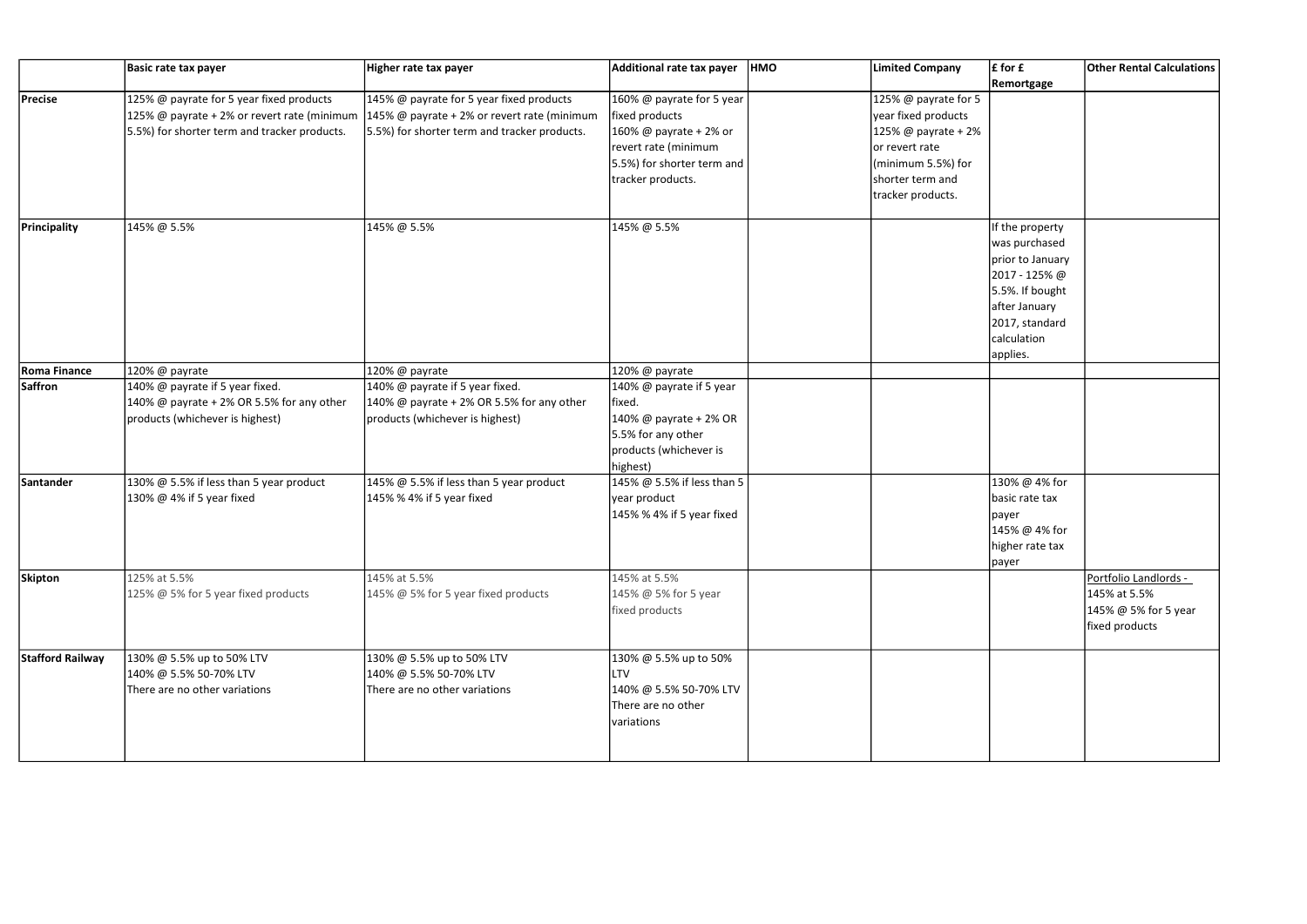| | Basic rate tax payer | Higher rate tax payer | Additional rate tax payer | HMO | Limited Company | £ for £ Remortgage | Other Rental Calculations |
|---|---|---|---|---|---|---|---|
| **Precise** | 125% @ payrate for 5 year fixed products<br>125% @ payrate + 2% or revert rate (minimum 5.5%) for shorter term and tracker products. | 145% @ payrate for 5 year fixed products<br>145% @ payrate + 2% or revert rate (minimum 5.5%) for shorter term and tracker products. | 160% @ payrate for 5 year fixed products<br>160% @ payrate + 2% or revert rate (minimum 5.5%) for shorter term and tracker products. | | 125% @ payrate for 5 year fixed products<br>125% @ payrate + 2% or revert rate (minimum 5.5%) for shorter term and tracker products. | | |
| **Principality** | 145% @ 5.5% | 145% @ 5.5% | 145% @ 5.5% | | | If the property was purchased prior to January 2017 - 125% @ 5.5%. If bought after January 2017, standard calculation applies. | |
| **Roma Finance** | 120% @ payrate | 120% @ payrate | 120% @ payrate | | | | |
| **Saffron** | 140% @ payrate if 5 year fixed.<br>140% @ payrate + 2% OR 5.5% for any other products (whichever is highest) | 140% @ payrate if 5 year fixed.<br>140% @ payrate + 2% OR 5.5% for any other products (whichever is highest) | 140% @ payrate if 5 year fixed.<br>140% @ payrate + 2% OR 5.5% for any other products (whichever is highest) | | | | |
| **Santander** | 130% @ 5.5% if less than 5 year product<br>130% @ 4% if 5 year fixed | 145% @ 5.5% if less than 5 year product<br>145% % 4% if 5 year fixed | 145% @ 5.5% if less than 5 year product<br>145% % 4% if 5 year fixed | | | 130% @ 4% for basic rate tax payer<br>145% @ 4% for higher rate tax payer | |
| **Skipton** | 125% at 5.5%<br>125% @ 5% for 5 year fixed products | 145% at 5.5%<br>145% @ 5% for 5 year fixed products | 145% at 5.5%<br>145% @ 5% for 5 year fixed products | | | | Portfolio Landlords -<br>145% at 5.5%<br>145% @ 5% for 5 year fixed products |
| **Stafford Railway** | 130% @ 5.5% up to 50% LTV<br>140% @ 5.5% 50-70% LTV<br>There are no other variations | 130% @ 5.5% up to 50% LTV<br>140% @ 5.5% 50-70% LTV<br>There are no other variations | 130% @ 5.5% up to 50% LTV<br>140% @ 5.5% 50-70% LTV<br>There are no other variations | | | | |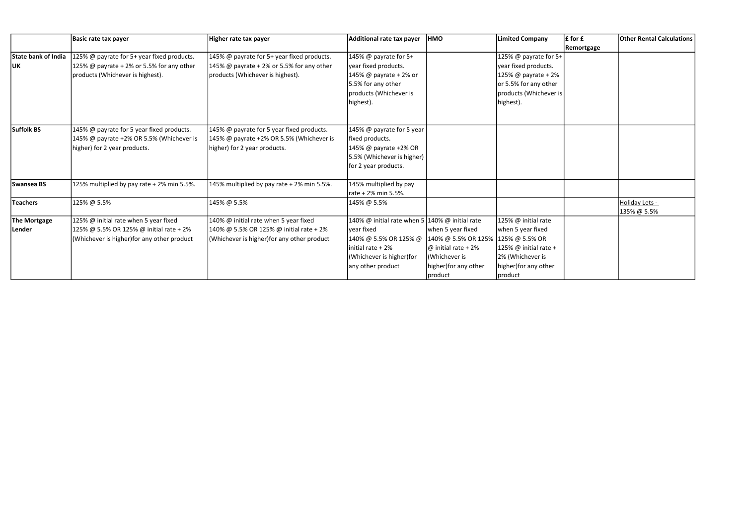| | Basic rate tax payer | Higher rate tax payer | Additional rate tax payer | HMO | Limited Company | £ for £ Remortgage | Other Rental Calculations |
|---|---|---|---|---|---|---|---|
| **State bank of India UK** | 125% @ payrate for 5+ year fixed products. 125% @ payrate + 2% or 5.5% for any other products (Whichever is highest). | 145% @ payrate for 5+ year fixed products. 145% @ payrate + 2% or 5.5% for any other products (Whichever is highest). | 145% @ payrate for 5+ year fixed products. 145% @ payrate + 2% or 5.5% for any other products (Whichever is highest). | | 125% @ payrate for 5+ year fixed products. 125% @ payrate + 2% or 5.5% for any other products (Whichever is highest). | | |
| **Suffolk BS** | 145% @ payrate for 5 year fixed products. 145% @ payrate +2% OR 5.5% (Whichever is higher) for 2 year products. | 145% @ payrate for 5 year fixed products. 145% @ payrate +2% OR 5.5% (Whichever is higher) for 2 year products. | 145% @ payrate for 5 year fixed products. 145% @ payrate +2% OR 5.5% (Whichever is higher) for 2 year products. | | | | |
| **Swansea BS** | 125% multiplied by pay rate + 2% min 5.5%. | 145% multiplied by pay rate + 2% min 5.5%. | 145% multiplied by pay rate + 2% min 5.5%. | | | | |
| **Teachers** | 125% @ 5.5% | 145% @ 5.5% | 145% @ 5.5% | | | | Holiday Lets - 135% @ 5.5% |
| **The Mortgage Lender** | 125% @ initial rate when 5 year fixed 125% @ 5.5% OR 125% @ initial rate + 2% (Whichever is higher)for any other product | 140% @ initial rate when 5 year fixed 140% @ 5.5% OR 125% @ initial rate + 2% (Whichever is higher)for any other product | 140% @ initial rate when 5 year fixed 140% @ 5.5% OR 125% @ initial rate + 2% (Whichever is higher)for any other product | 140% @ initial rate when 5 year fixed 140% @ 5.5% OR 125% @ initial rate + 2% (Whichever is higher)for any other product | 125% @ initial rate when 5 year fixed 125% @ 5.5% OR 125% @ initial rate + 2% (Whichever is higher)for any other product | | |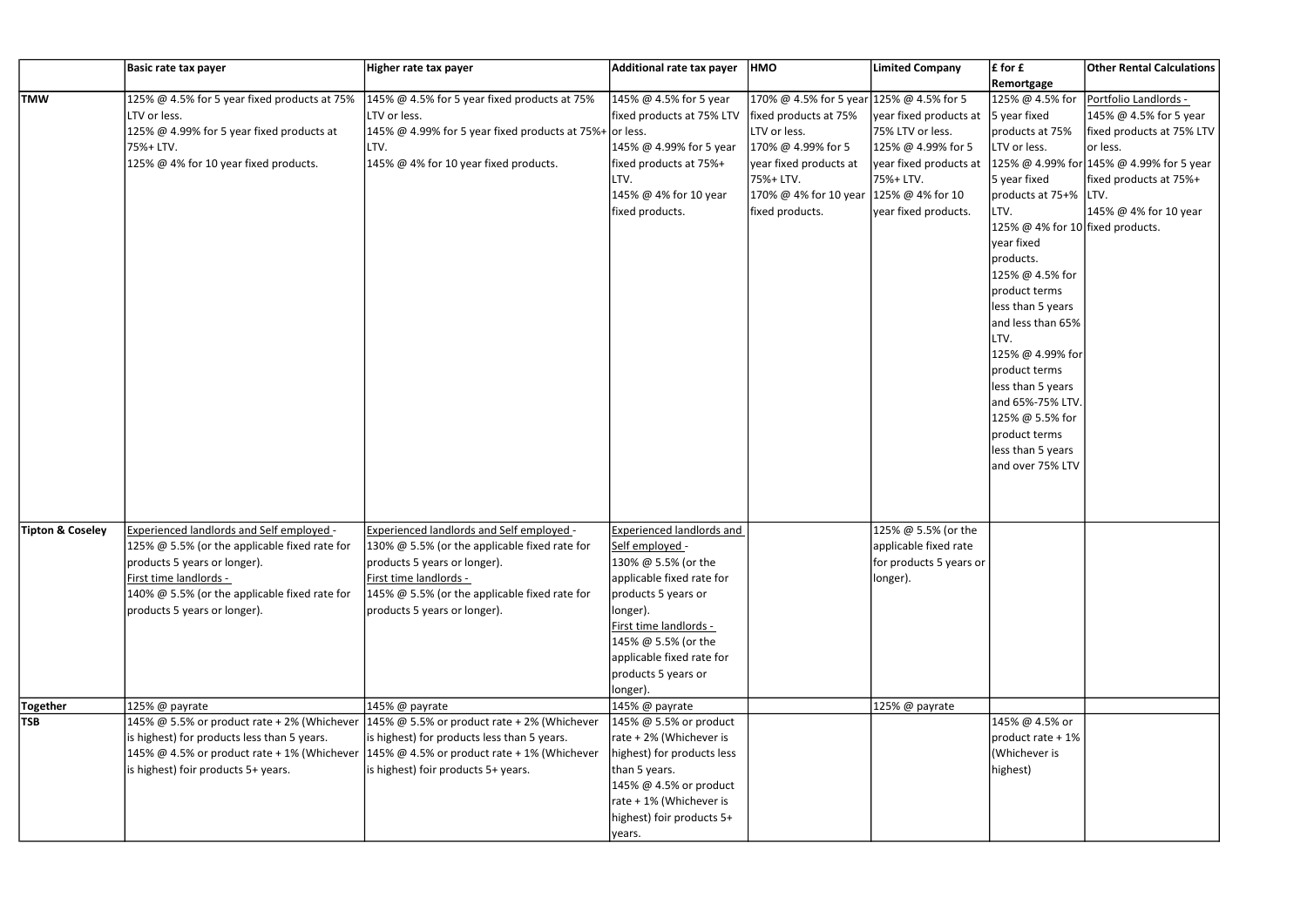| | Basic rate tax payer | Higher rate tax payer | Additional rate tax payer | HMO | Limited Company | £ for £ Remortgage | Other Rental Calculations |
|---|---|---|---|---|---|---|---|
| **TMW** | 125% @ 4.5% for 5 year fixed products at 75% LTV or less.<br>125% @ 4.99% for 5 year fixed products at 75%+ LTV.<br>125% @ 4% for 10 year fixed products. | 145% @ 4.5% for 5 year fixed products at 75% LTV or less.<br>145% @ 4.99% for 5 year fixed products at 75%+ LTV.<br>145% @ 4% for 10 year fixed products. | 145% @ 4.5% for 5 year fixed products at 75% LTV or less.<br>145% @ 4.99% for 5 year fixed products at 75%+ LTV.<br>145% @ 4% for 10 year fixed products. | 170% @ 4.5% for 5 year fixed products at 75% LTV or less.<br>170% @ 4.99% for 5 year fixed products at 75%+ LTV.<br>170% @ 4% for 10 year fixed products. | 125% @ 4.5% for 5 year fixed products at 75% LTV or less.<br>125% @ 4.99% for 5 year fixed products at 75%+ LTV.<br>125% @ 4% for 10 year fixed products. | 125% @ 4.5% for 5 year fixed products at 75% LTV or less.<br>125% @ 4.99% for 5 year fixed products at 75+% LTV.<br>125% @ 4% for 10 year fixed products.<br>125% @ 4.5% for product terms less than 5 years and less than 65% LTV.<br>125% @ 4.99% for product terms less than 5 years and 65%-75% LTV.<br>125% @ 5.5% for product terms less than 5 years and over 75% LTV | Portfolio Landlords -<br>145% @ 4.5% for 5 year fixed products at 75% LTV or less.<br>145% @ 4.99% for 5 year fixed products at 75%+ LTV.<br>145% @ 4% for 10 year fixed products. |
| **Tipton & Coseley** | Experienced landlords and Self employed -<br>125% @ 5.5% (or the applicable fixed rate for products 5 years or longer).<br>First time landlords -<br>140% @ 5.5% (or the applicable fixed rate for products 5 years or longer). | Experienced landlords and Self employed -<br>130% @ 5.5% (or the applicable fixed rate for products 5 years or longer).<br>First time landlords -<br>145% @ 5.5% (or the applicable fixed rate for products 5 years or longer). | Experienced landlords and Self employed -<br>130% @ 5.5% (or the applicable fixed rate for products 5 years or longer).<br>First time landlords -<br>145% @ 5.5% (or the applicable fixed rate for products 5 years or longer). | | 125% @ 5.5% (or the applicable fixed rate for products 5 years or longer). | | |
| **Together** | 125% @ payrate | 145% @ payrate | 145% @ payrate | | 125% @ payrate | | |
| **TSB** | 145% @ 5.5% or product rate + 2% (Whichever is highest) for products less than 5 years.<br>145% @ 4.5% or product rate + 1% (Whichever is highest) foir products 5+ years. | 145% @ 5.5% or product rate + 2% (Whichever is highest) for products less than 5 years.<br>145% @ 4.5% or product rate + 1% (Whichever is highest) foir products 5+ years. | 145% @ 5.5% or product rate + 2% (Whichever is highest) for products less than 5 years.<br>145% @ 4.5% or product rate + 1% (Whichever is highest) foir products 5+ years. | | | 145% @ 4.5% or product rate + 1% (Whichever is highest) | |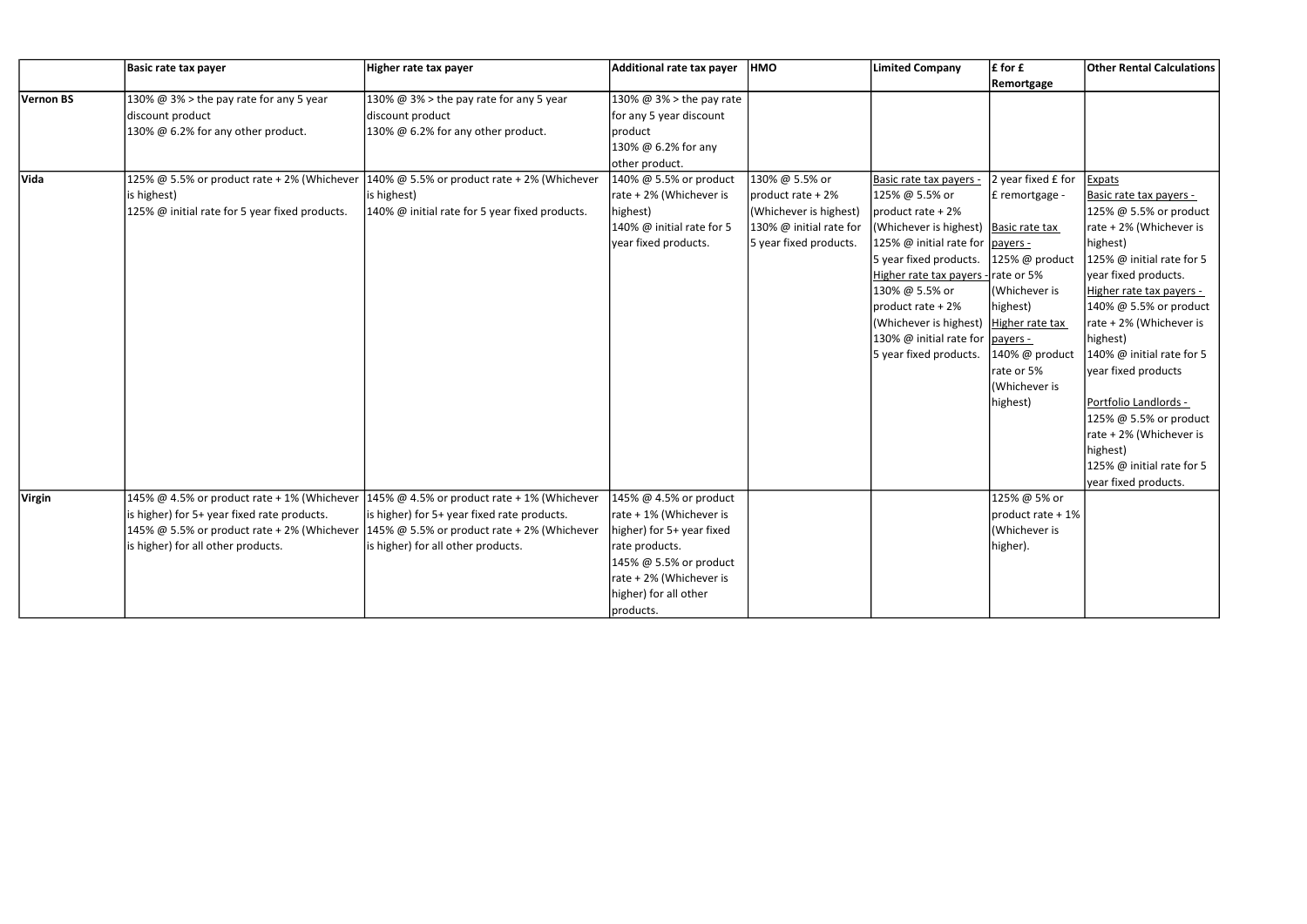| | Basic rate tax payer | Higher rate tax payer | Additional rate tax payer | HMO | Limited Company | £ for £ Remortgage | Other Rental Calculations |
|---|---|---|---|---|---|---|---|
| **Vernon BS** | 130% @ 3% > the pay rate for any 5 year discount product<br>130% @ 6.2% for any other product. | 130% @ 3% > the pay rate for any 5 year discount product<br>130% @ 6.2% for any other product. | 130% @ 3% > the pay rate for any 5 year discount product<br>130% @ 6.2% for any other product. | | | | |
| **Vida** | 125% @ 5.5% or product rate + 2% (Whichever is highest)<br>125% @ initial rate for 5 year fixed products. | 140% @ 5.5% or product rate + 2% (Whichever is highest)<br>140% @ initial rate for 5 year fixed products. | 140% @ 5.5% or product rate + 2% (Whichever is highest)<br>140% @ initial rate for 5 year fixed products. | 130% @ 5.5% or product rate + 2% (Whichever is highest)<br>130% @ initial rate for 5 year fixed products. | <u>Basic rate tax payers -</u><br>125% @ 5.5% or product rate + 2% (Whichever is highest)<br>125% @ initial rate for 5 year fixed products.<br><u>Higher rate tax payers -</u><br>130% @ 5.5% or product rate + 2% (Whichever is highest)<br>130% @ initial rate for 5 year fixed products. | 2 year fixed £ for £ remortgage -<br><u>Basic rate tax payers -</u><br>125% @ product rate or 5% (Whichever is highest)<br><u>Higher rate tax payers -</u><br>140% @ product rate or 5% (Whichever is highest) | <u>Expats</u><br><u>Basic rate tax payers -</u><br>125% @ 5.5% or product rate + 2% (Whichever is highest)<br>125% @ initial rate for 5 year fixed products.<br><u>Higher rate tax payers -</u><br>140% @ 5.5% or product rate + 2% (Whichever is highest)<br>140% @ initial rate for 5 year fixed products<br><br><u>Portfolio Landlords -</u><br>125% @ 5.5% or product rate + 2% (Whichever is highest)<br>125% @ initial rate for 5 year fixed products. |
| **Virgin** | 145% @ 4.5% or product rate + 1% (Whichever is higher) for 5+ year fixed rate products.<br>145% @ 5.5% or product rate + 2% (Whichever is higher) for all other products. | 145% @ 4.5% or product rate + 1% (Whichever is higher) for 5+ year fixed rate products.<br>145% @ 5.5% or product rate + 2% (Whichever is higher) for all other products. | 145% @ 4.5% or product rate + 1% (Whichever is higher) for 5+ year fixed rate products.<br>145% @ 5.5% or product rate + 2% (Whichever is higher) for all other products. | | | 125% @ 5% or product rate + 1% (Whichever is higher). | |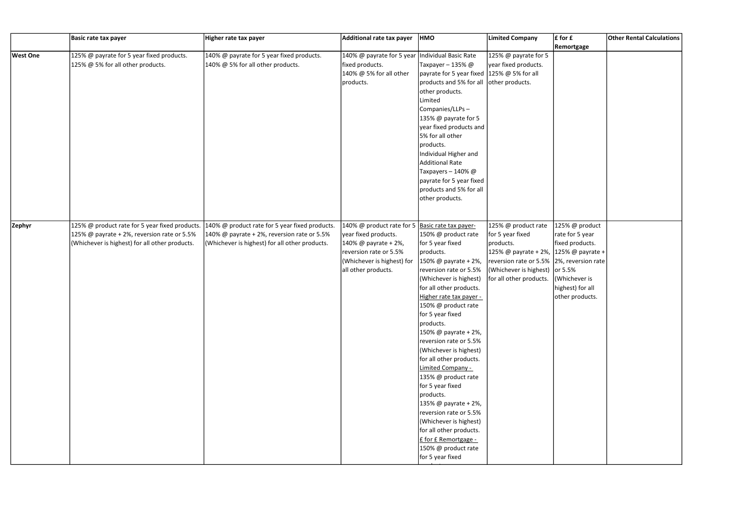| | Basic rate tax payer | Higher rate tax payer | Additional rate tax payer | HMO | Limited Company | £ for £ Remortgage | Other Rental Calculations |
|---|---|---|---|---|---|---|---|
| **West One** | 125% @ payrate for 5 year fixed products.<br>125% @ 5% for all other products. | 140% @ payrate for 5 year fixed products.<br>140% @ 5% for all other products. | 140% @ payrate for 5 year fixed products.<br>140% @ 5% for all other products. | Individual Basic Rate Taxpayer – 135% @ payrate for 5 year fixed products and 5% for all other products.<br>Limited Companies/LLPs – 135% @ payrate for 5 year fixed products and 5% for all other products.<br>Individual Higher and Additional Rate Taxpayers – 140% @ payrate for 5 year fixed products and 5% for all other products. | 125% @ payrate for 5 year fixed products.<br>125% @ 5% for all other products. | | |
| **Zephyr** | 125% @ product rate for 5 year fixed products.<br>125% @ payrate + 2%, reversion rate or 5.5% (Whichever is highest) for all other products. | 140% @ product rate for 5 year fixed products.<br>140% @ payrate + 2%, reversion rate or 5.5% (Whichever is highest) for all other products. | 140% @ product rate for 5 year fixed products.<br>140% @ payrate + 2%, reversion rate or 5.5% (Whichever is highest) for all other products. | Basic rate tax payer-<br>150% @ product rate for 5 year fixed products.<br>150% @ payrate + 2%, reversion rate or 5.5% (Whichever is highest) for all other products.<br>Higher rate tax payer -<br>150% @ product rate for 5 year fixed products.<br>150% @ payrate + 2%, reversion rate or 5.5% (Whichever is highest) for all other products.<br>Limited Company -<br>135% @ product rate for 5 year fixed products.<br>135% @ payrate + 2%, reversion rate or 5.5% (Whichever is highest) for all other products.<br>£ for £ Remortgage -<br>150% @ product rate for 5 year fixed | 125% @ product rate for 5 year fixed products.<br>125% @ payrate + 2%, reversion rate or 5.5% (Whichever is highest) for all other products. | 125% @ product rate for 5 year fixed products.<br>125% @ payrate + 2%, reversion rate or 5.5% (Whichever is highest) for all other products. | |